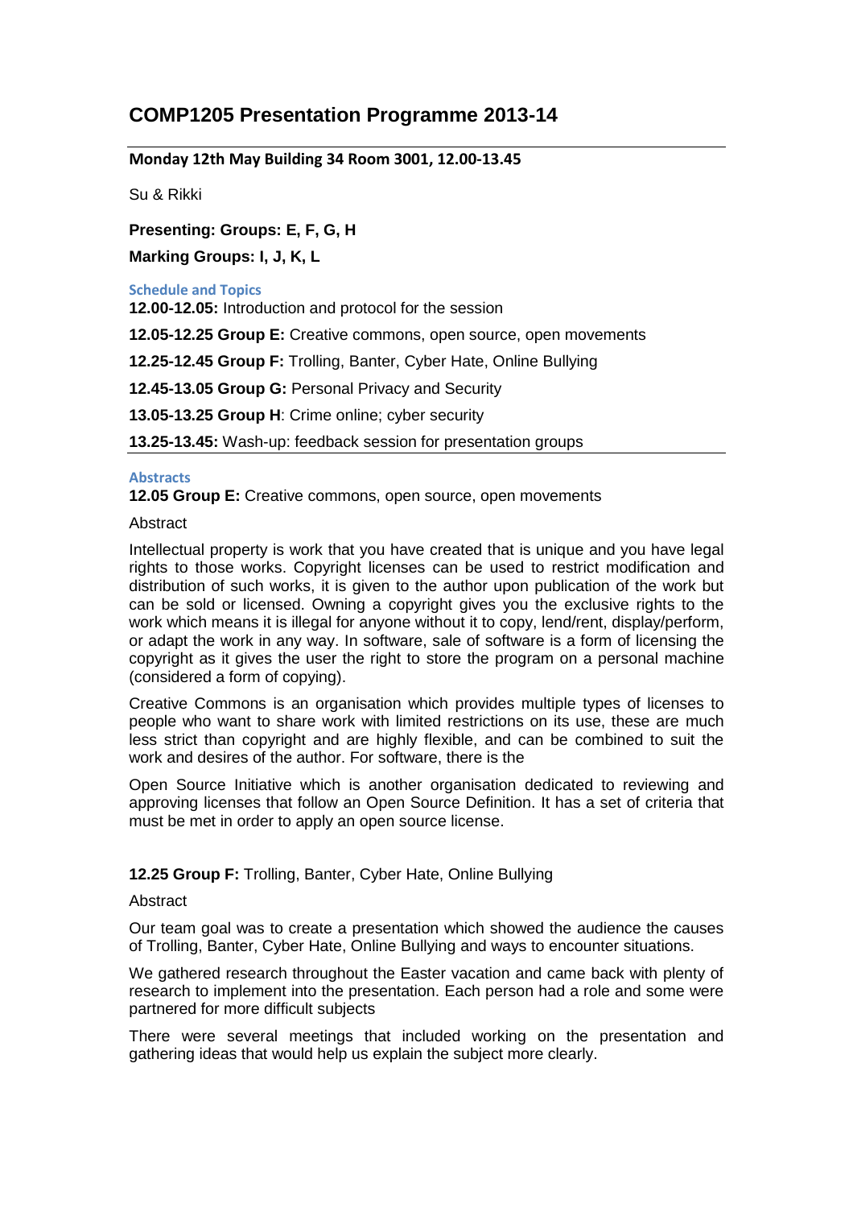# COMP1205 Presentation Programme 2013-14

**Monday 12th May Building 34 Room 3001, 12.00-13.45**

Su & Rikki

**Presenting: Groups: E, F, G, H**

**Marking Groups: I, J, K, L**

### Schedule and Topics

**12.00-12.05:** Introduction and protocol for the session

**12.05-12.25 Group E:** Creative commons, open source, open movements

**12.25-12.45 Group F:** Trolling, Banter, Cyber Hate, Online Bullying

**12.45-13.05 Group G:** Personal Privacy and Security

**13.05-13.25 Group H**: Crime online; cyber security

**13.25-13.45:** Wash-up: feedback session for presentation groups

### Abstracts

**12.05 Group E:** Creative commons, open source, open movements

Abstract

Intellectual property is work that you have created that is unique and you have legal rights to those works. Copyright licenses can be used to restrict modification and distribution of such works, it is given to the author upon publication of the work but can be sold or licensed. Owning a copyright gives you the exclusive rights to the work which means it is illegal for anyone without it to copy, lend/rent, display/perform, or adapt the work in any way. In software, sale of software is a form of licensing the copyright as it gives the user the right to store the program on a personal machine (considered a form of copying).

Creative Commons is an organisation which provides multiple types of licenses to people who want to share work with limited restrictions on its use, these are much less strict than copyright and are highly flexible, and can be combined to suit the work and desires of the author. For software, there is the

Open Source Initiative which is another organisation dedicated to reviewing and approving licenses that follow an Open Source Definition. It has a set of criteria that must be met in order to apply an open source license.

**12.25 Group F:** Trolling, Banter, Cyber Hate, Online Bullying

Abstract

Our team goal was to create a presentation which showed the audience the causes of Trolling, Banter, Cyber Hate, Online Bullying and ways to encounter situations.

We gathered research throughout the Easter vacation and came back with plenty of research to implement into the presentation. Each person had a role and some were partnered for more difficult subjects

There were several meetings that included working on the presentation and gathering ideas that would help us explain the subject more clearly.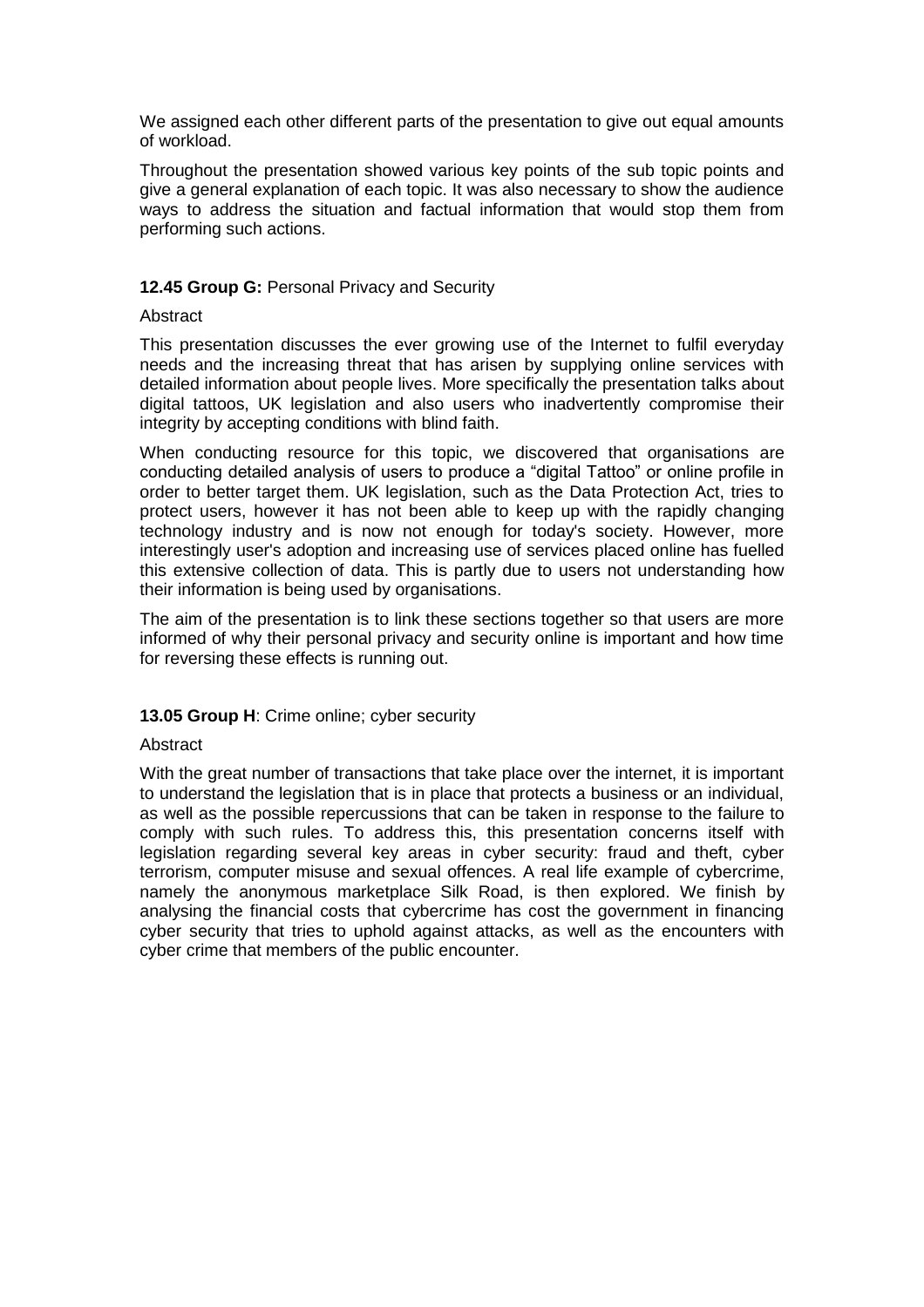We assigned each other different parts of the presentation to give out equal amounts of workload.

Throughout the presentation showed various key points of the sub topic points and give a general explanation of each topic. It was also necessary to show the audience ways to address the situation and factual information that would stop them from performing such actions.

**12.45 Group G:** Personal Privacy and Security

Abstract

This presentation discusses the ever growing use of the Internet to fulfil everyday needs and the increasing threat that has arisen by supplying online services with detailed information about people lives. More specifically the presentation talks about digital tattoos, UK legislation and also users who inadvertently compromise their integrity by accepting conditions with blind faith.

When conducting resource for this topic, we discovered that organisations are conducting detailed analysis of users to produce a "digital Tattoo" or online profile in order to better target them. UK legislation, such as the Data Protection Act, tries to protect users, however it has not been able to keep up with the rapidly changing technology industry and is now not enough for today's society. However, more interestingly user's adoption and increasing use of services placed online has fuelled this extensive collection of data. This is partly due to users not understanding how their information is being used by organisations.

The aim of the presentation is to link these sections together so that users are more informed of why their personal privacy and security online is important and how time for reversing these effects is running out.

**13.05 Group H**: Crime online; cyber security

Abstract

With the great number of transactions that take place over the internet, it is important to understand the legislation that is in place that protects a business or an individual, as well as the possible repercussions that can be taken in response to the failure to comply with such rules. To address this, this presentation concerns itself with legislation regarding several key areas in cyber security: fraud and theft, cyber terrorism, computer misuse and sexual offences. A real life example of cybercrime, namely the anonymous marketplace Silk Road, is then explored. We finish by analysing the financial costs that cybercrime has cost the government in financing cyber security that tries to uphold against attacks, as well as the encounters with cyber crime that members of the public encounter.